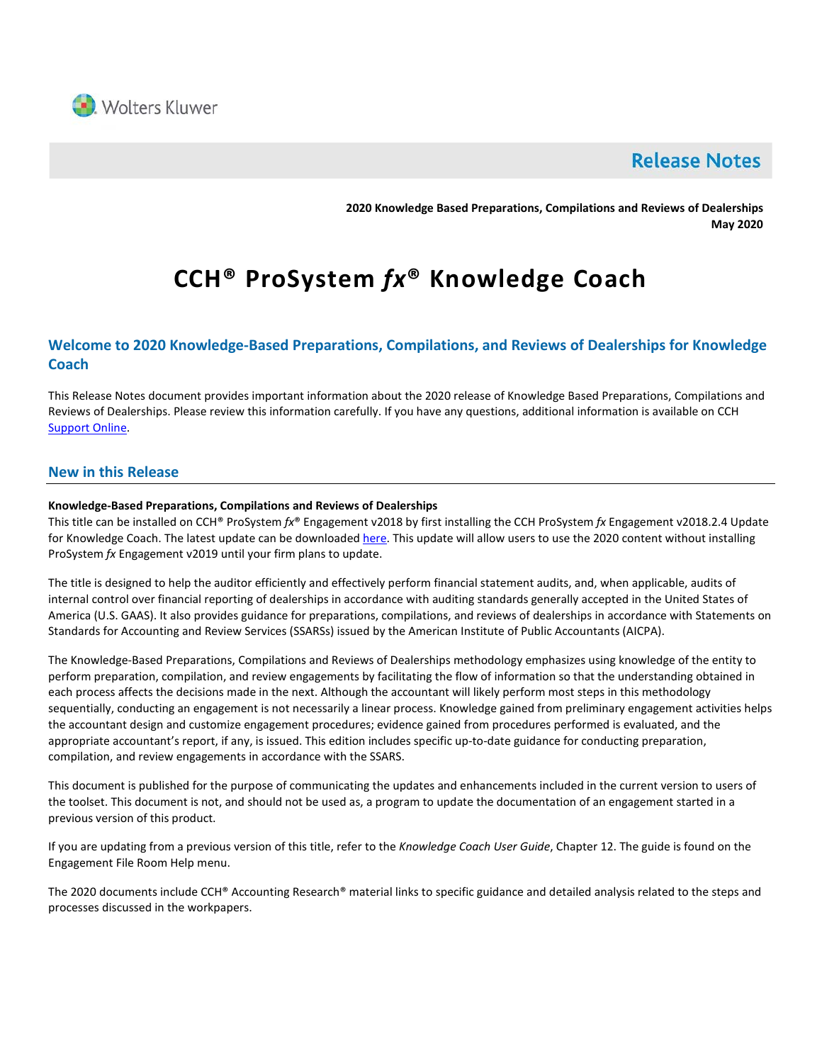Wolters Kluwer

# Release Notes

**2020 Knowledge Based Preparations, Compilations and Reviews of Dealerships**
**May 2020**

# CCH® ProSystem *fx*® Knowledge Coach

## Welcome to 2020 Knowledge-Based Preparations, Compilations, and Reviews of Dealerships for Knowledge Coach

This Release Notes document provides important information about the 2020 release of Knowledge Based Preparations, Compilations and Reviews of Dealerships. Please review this information carefully. If you have any questions, additional information is available on CCH Support Online.

## New in this Release

**Knowledge-Based Preparations, Compilations and Reviews of Dealerships**

This title can be installed on CCH® ProSystem *fx*® Engagement v2018 by first installing the CCH ProSystem *fx* Engagement v2018.2.4 Update for Knowledge Coach. The latest update can be downloaded here. This update will allow users to use the 2020 content without installing ProSystem *fx* Engagement v2019 until your firm plans to update.

The title is designed to help the auditor efficiently and effectively perform financial statement audits, and, when applicable, audits of internal control over financial reporting of dealerships in accordance with auditing standards generally accepted in the United States of America (U.S. GAAS). It also provides guidance for preparations, compilations, and reviews of dealerships in accordance with Statements on Standards for Accounting and Review Services (SSARSs) issued by the American Institute of Public Accountants (AICPA).

The Knowledge-Based Preparations, Compilations and Reviews of Dealerships methodology emphasizes using knowledge of the entity to perform preparation, compilation, and review engagements by facilitating the flow of information so that the understanding obtained in each process affects the decisions made in the next. Although the accountant will likely perform most steps in this methodology sequentially, conducting an engagement is not necessarily a linear process. Knowledge gained from preliminary engagement activities helps the accountant design and customize engagement procedures; evidence gained from procedures performed is evaluated, and the appropriate accountant's report, if any, is issued. This edition includes specific up-to-date guidance for conducting preparation, compilation, and review engagements in accordance with the SSARS.

This document is published for the purpose of communicating the updates and enhancements included in the current version to users of the toolset. This document is not, and should not be used as, a program to update the documentation of an engagement started in a previous version of this product.

If you are updating from a previous version of this title, refer to the *Knowledge Coach User Guide*, Chapter 12. The guide is found on the Engagement File Room Help menu.

The 2020 documents include CCH® Accounting Research® material links to specific guidance and detailed analysis related to the steps and processes discussed in the workpapers.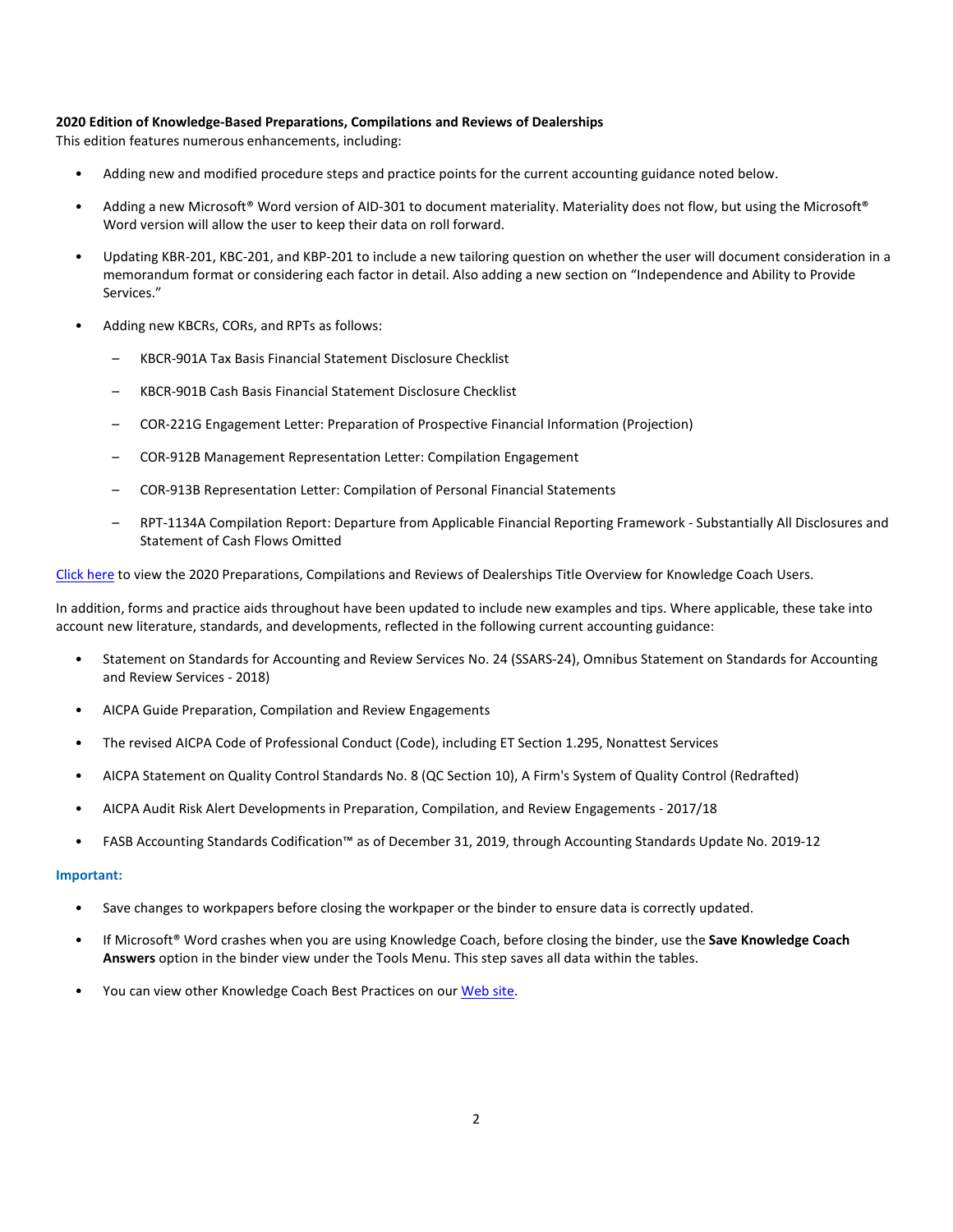**2020 Edition of Knowledge-Based Preparations, Compilations and Reviews of Dealerships**

This edition features numerous enhancements, including:

- Adding new and modified procedure steps and practice points for the current accounting guidance noted below.
- Adding a new Microsoft® Word version of AID-301 to document materiality. Materiality does not flow, but using the Microsoft® Word version will allow the user to keep their data on roll forward.
- Updating KBR-201, KBC-201, and KBP-201 to include a new tailoring question on whether the user will document consideration in a memorandum format or considering each factor in detail. Also adding a new section on "Independence and Ability to Provide Services."
- Adding new KBCRs, CORs, and RPTs as follows:
  - KBCR-901A Tax Basis Financial Statement Disclosure Checklist
  - KBCR-901B Cash Basis Financial Statement Disclosure Checklist
  - COR-221G Engagement Letter: Preparation of Prospective Financial Information (Projection)
  - COR-912B Management Representation Letter: Compilation Engagement
  - COR-913B Representation Letter: Compilation of Personal Financial Statements
  - RPT-1134A Compilation Report: Departure from Applicable Financial Reporting Framework - Substantially All Disclosures and Statement of Cash Flows Omitted

Click here to view the 2020 Preparations, Compilations and Reviews of Dealerships Title Overview for Knowledge Coach Users.

In addition, forms and practice aids throughout have been updated to include new examples and tips. Where applicable, these take into account new literature, standards, and developments, reflected in the following current accounting guidance:

- Statement on Standards for Accounting and Review Services No. 24 (SSARS-24), Omnibus Statement on Standards for Accounting and Review Services - 2018)
- AICPA Guide Preparation, Compilation and Review Engagements
- The revised AICPA Code of Professional Conduct (Code), including ET Section 1.295, Nonattest Services
- AICPA Statement on Quality Control Standards No. 8 (QC Section 10), A Firm's System of Quality Control (Redrafted)
- AICPA Audit Risk Alert Developments in Preparation, Compilation, and Review Engagements - 2017/18
- FASB Accounting Standards Codification™ as of December 31, 2019, through Accounting Standards Update No. 2019-12

**Important:**

- Save changes to workpapers before closing the workpaper or the binder to ensure data is correctly updated.
- If Microsoft® Word crashes when you are using Knowledge Coach, before closing the binder, use the **Save Knowledge Coach Answers** option in the binder view under the Tools Menu. This step saves all data within the tables.
- You can view other Knowledge Coach Best Practices on our Web site.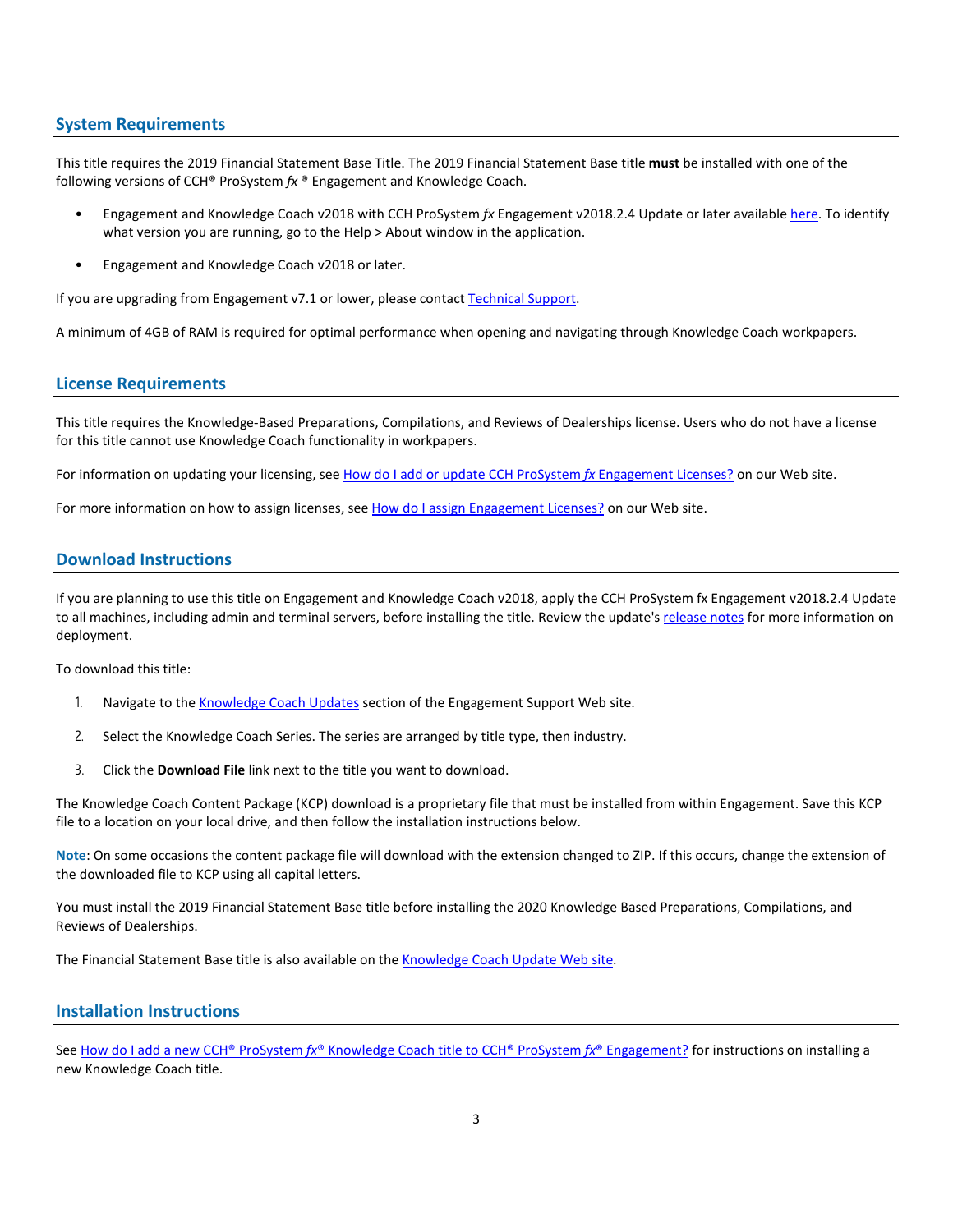## System Requirements

This title requires the 2019 Financial Statement Base Title. The 2019 Financial Statement Base title **must** be installed with one of the following versions of CCH® ProSystem *fx* ® Engagement and Knowledge Coach.

- Engagement and Knowledge Coach v2018 with CCH ProSystem *fx* Engagement v2018.2.4 Update or later available here. To identify what version you are running, go to the Help > About window in the application.
- Engagement and Knowledge Coach v2018 or later.

If you are upgrading from Engagement v7.1 or lower, please contact Technical Support.

A minimum of 4GB of RAM is required for optimal performance when opening and navigating through Knowledge Coach workpapers.

## License Requirements

This title requires the Knowledge-Based Preparations, Compilations, and Reviews of Dealerships license. Users who do not have a license for this title cannot use Knowledge Coach functionality in workpapers.

For information on updating your licensing, see How do I add or update CCH ProSystem *fx* Engagement Licenses? on our Web site.

For more information on how to assign licenses, see How do I assign Engagement Licenses? on our Web site.

## Download Instructions

If you are planning to use this title on Engagement and Knowledge Coach v2018, apply the CCH ProSystem fx Engagement v2018.2.4 Update to all machines, including admin and terminal servers, before installing the title. Review the update's release notes for more information on deployment.

To download this title:

1. Navigate to the Knowledge Coach Updates section of the Engagement Support Web site.
2. Select the Knowledge Coach Series. The series are arranged by title type, then industry.
3. Click the **Download File** link next to the title you want to download.

The Knowledge Coach Content Package (KCP) download is a proprietary file that must be installed from within Engagement. Save this KCP file to a location on your local drive, and then follow the installation instructions below.

**Note**: On some occasions the content package file will download with the extension changed to ZIP. If this occurs, change the extension of the downloaded file to KCP using all capital letters.

You must install the 2019 Financial Statement Base title before installing the 2020 Knowledge Based Preparations, Compilations, and Reviews of Dealerships.

The Financial Statement Base title is also available on the Knowledge Coach Update Web site.

## Installation Instructions

See How do I add a new CCH® ProSystem *fx*® Knowledge Coach title to CCH® ProSystem *fx*® Engagement? for instructions on installing a new Knowledge Coach title.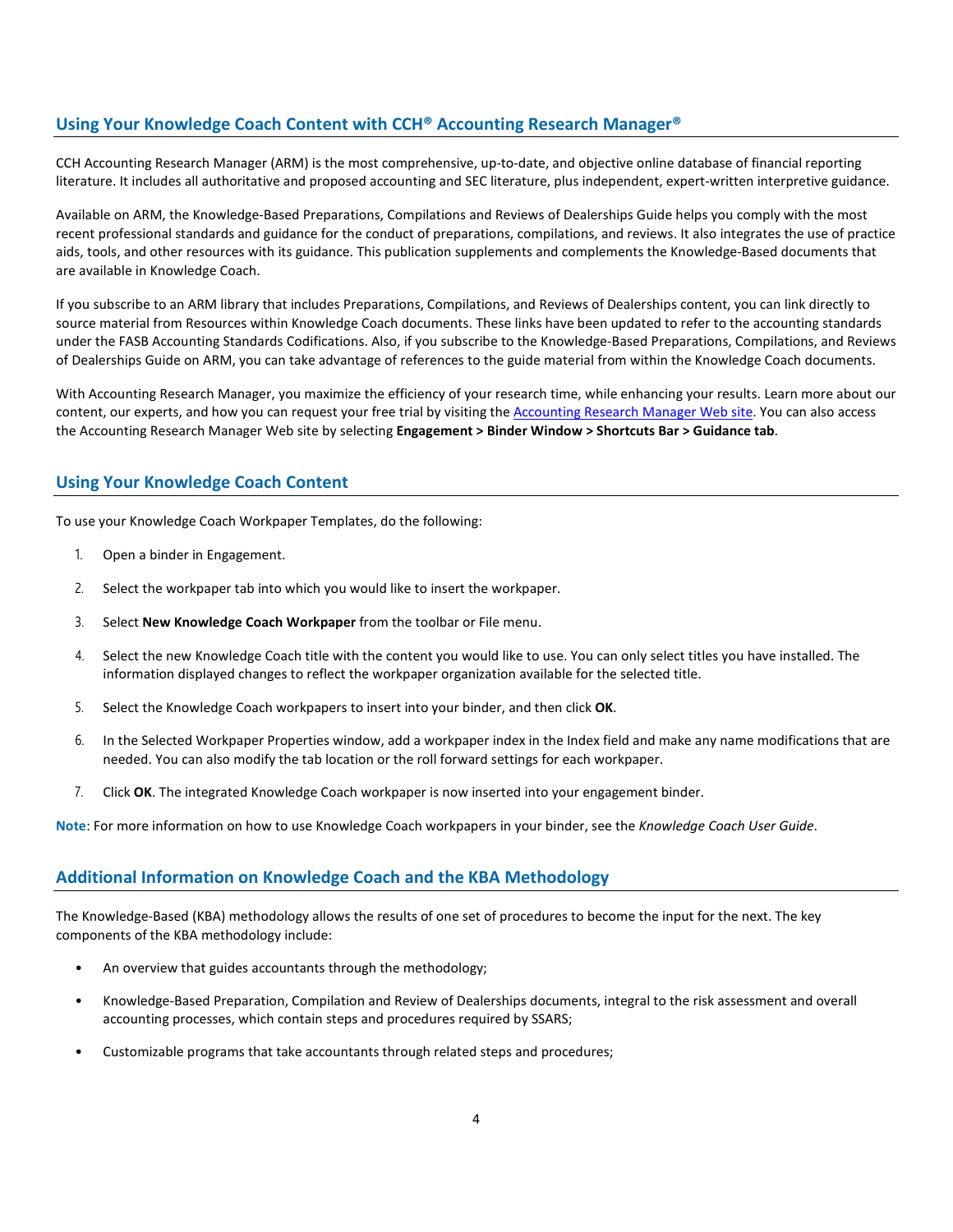## Using Your Knowledge Coach Content with CCH® Accounting Research Manager®

CCH Accounting Research Manager (ARM) is the most comprehensive, up-to-date, and objective online database of financial reporting literature. It includes all authoritative and proposed accounting and SEC literature, plus independent, expert-written interpretive guidance.

Available on ARM, the Knowledge-Based Preparations, Compilations and Reviews of Dealerships Guide helps you comply with the most recent professional standards and guidance for the conduct of preparations, compilations, and reviews. It also integrates the use of practice aids, tools, and other resources with its guidance. This publication supplements and complements the Knowledge-Based documents that are available in Knowledge Coach.

If you subscribe to an ARM library that includes Preparations, Compilations, and Reviews of Dealerships content, you can link directly to source material from Resources within Knowledge Coach documents. These links have been updated to refer to the accounting standards under the FASB Accounting Standards Codifications. Also, if you subscribe to the Knowledge-Based Preparations, Compilations, and Reviews of Dealerships Guide on ARM, you can take advantage of references to the guide material from within the Knowledge Coach documents.

With Accounting Research Manager, you maximize the efficiency of your research time, while enhancing your results. Learn more about our content, our experts, and how you can request your free trial by visiting the Accounting Research Manager Web site. You can also access the Accounting Research Manager Web site by selecting **Engagement > Binder Window > Shortcuts Bar > Guidance tab**.

## Using Your Knowledge Coach Content

To use your Knowledge Coach Workpaper Templates, do the following:

1. Open a binder in Engagement.
2. Select the workpaper tab into which you would like to insert the workpaper.
3. Select **New Knowledge Coach Workpaper** from the toolbar or File menu.
4. Select the new Knowledge Coach title with the content you would like to use. You can only select titles you have installed. The information displayed changes to reflect the workpaper organization available for the selected title.
5. Select the Knowledge Coach workpapers to insert into your binder, and then click **OK**.
6. In the Selected Workpaper Properties window, add a workpaper index in the Index field and make any name modifications that are needed. You can also modify the tab location or the roll forward settings for each workpaper.
7. Click **OK**. The integrated Knowledge Coach workpaper is now inserted into your engagement binder.

**Note**: For more information on how to use Knowledge Coach workpapers in your binder, see the *Knowledge Coach User Guide*.

## Additional Information on Knowledge Coach and the KBA Methodology

The Knowledge-Based (KBA) methodology allows the results of one set of procedures to become the input for the next. The key components of the KBA methodology include:

- An overview that guides accountants through the methodology;
- Knowledge-Based Preparation, Compilation and Review of Dealerships documents, integral to the risk assessment and overall accounting processes, which contain steps and procedures required by SSARS;
- Customizable programs that take accountants through related steps and procedures;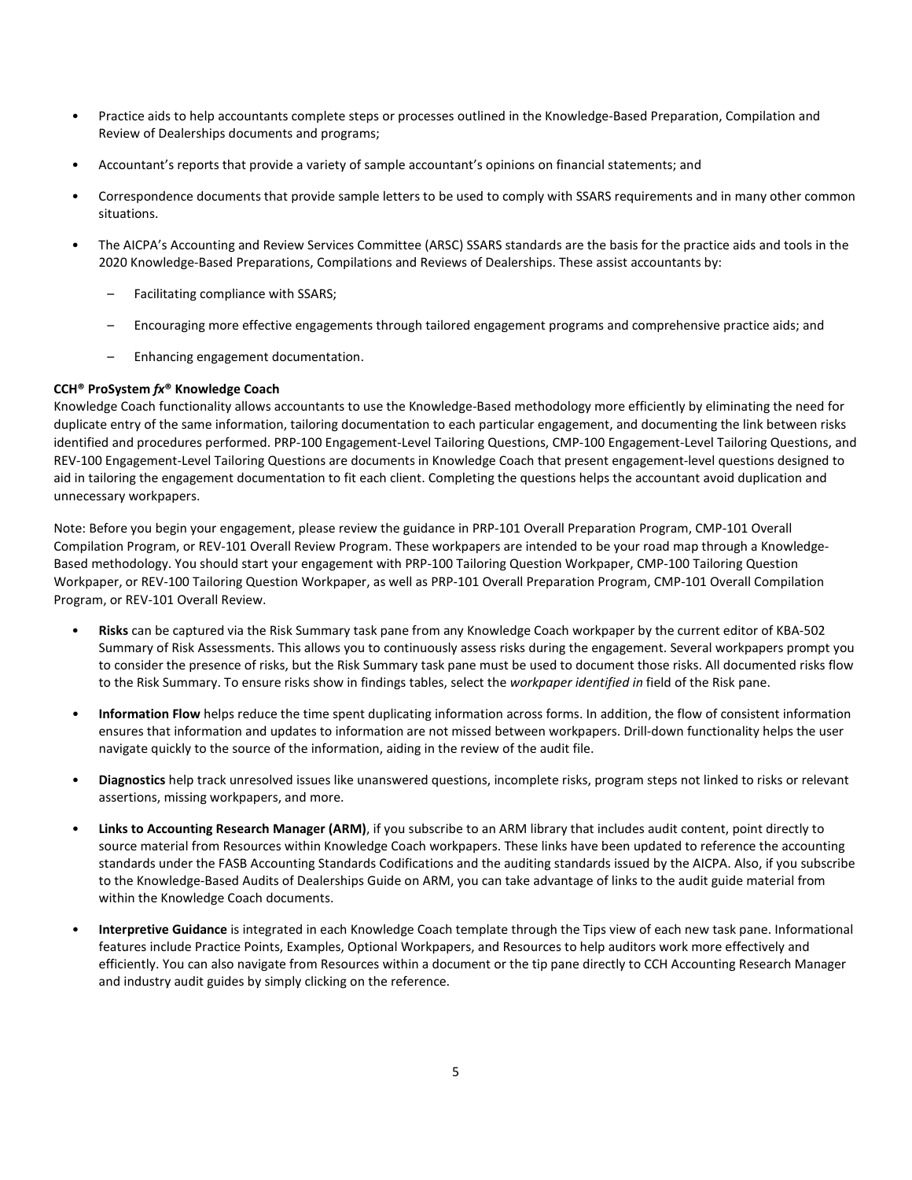- Practice aids to help accountants complete steps or processes outlined in the Knowledge-Based Preparation, Compilation and Review of Dealerships documents and programs;
- Accountant's reports that provide a variety of sample accountant's opinions on financial statements; and
- Correspondence documents that provide sample letters to be used to comply with SSARS requirements and in many other common situations.
- The AICPA's Accounting and Review Services Committee (ARSC) SSARS standards are the basis for the practice aids and tools in the 2020 Knowledge-Based Preparations, Compilations and Reviews of Dealerships. These assist accountants by:
  - Facilitating compliance with SSARS;
  - Encouraging more effective engagements through tailored engagement programs and comprehensive practice aids; and
  - Enhancing engagement documentation.

**CCH® ProSystem *fx*® Knowledge Coach**

Knowledge Coach functionality allows accountants to use the Knowledge-Based methodology more efficiently by eliminating the need for duplicate entry of the same information, tailoring documentation to each particular engagement, and documenting the link between risks identified and procedures performed. PRP-100 Engagement-Level Tailoring Questions, CMP-100 Engagement-Level Tailoring Questions, and REV-100 Engagement-Level Tailoring Questions are documents in Knowledge Coach that present engagement-level questions designed to aid in tailoring the engagement documentation to fit each client. Completing the questions helps the accountant avoid duplication and unnecessary workpapers.

Note: Before you begin your engagement, please review the guidance in PRP-101 Overall Preparation Program, CMP-101 Overall Compilation Program, or REV-101 Overall Review Program. These workpapers are intended to be your road map through a Knowledge-Based methodology. You should start your engagement with PRP-100 Tailoring Question Workpaper, CMP-100 Tailoring Question Workpaper, or REV-100 Tailoring Question Workpaper, as well as PRP-101 Overall Preparation Program, CMP-101 Overall Compilation Program, or REV-101 Overall Review.

- **Risks** can be captured via the Risk Summary task pane from any Knowledge Coach workpaper by the current editor of KBA-502 Summary of Risk Assessments. This allows you to continuously assess risks during the engagement. Several workpapers prompt you to consider the presence of risks, but the Risk Summary task pane must be used to document those risks. All documented risks flow to the Risk Summary. To ensure risks show in findings tables, select the *workpaper identified in* field of the Risk pane.
- **Information Flow** helps reduce the time spent duplicating information across forms. In addition, the flow of consistent information ensures that information and updates to information are not missed between workpapers. Drill-down functionality helps the user navigate quickly to the source of the information, aiding in the review of the audit file.
- **Diagnostics** help track unresolved issues like unanswered questions, incomplete risks, program steps not linked to risks or relevant assertions, missing workpapers, and more.
- **Links to Accounting Research Manager (ARM)**, if you subscribe to an ARM library that includes audit content, point directly to source material from Resources within Knowledge Coach workpapers. These links have been updated to reference the accounting standards under the FASB Accounting Standards Codifications and the auditing standards issued by the AICPA. Also, if you subscribe to the Knowledge-Based Audits of Dealerships Guide on ARM, you can take advantage of links to the audit guide material from within the Knowledge Coach documents.
- **Interpretive Guidance** is integrated in each Knowledge Coach template through the Tips view of each new task pane. Informational features include Practice Points, Examples, Optional Workpapers, and Resources to help auditors work more effectively and efficiently. You can also navigate from Resources within a document or the tip pane directly to CCH Accounting Research Manager and industry audit guides by simply clicking on the reference.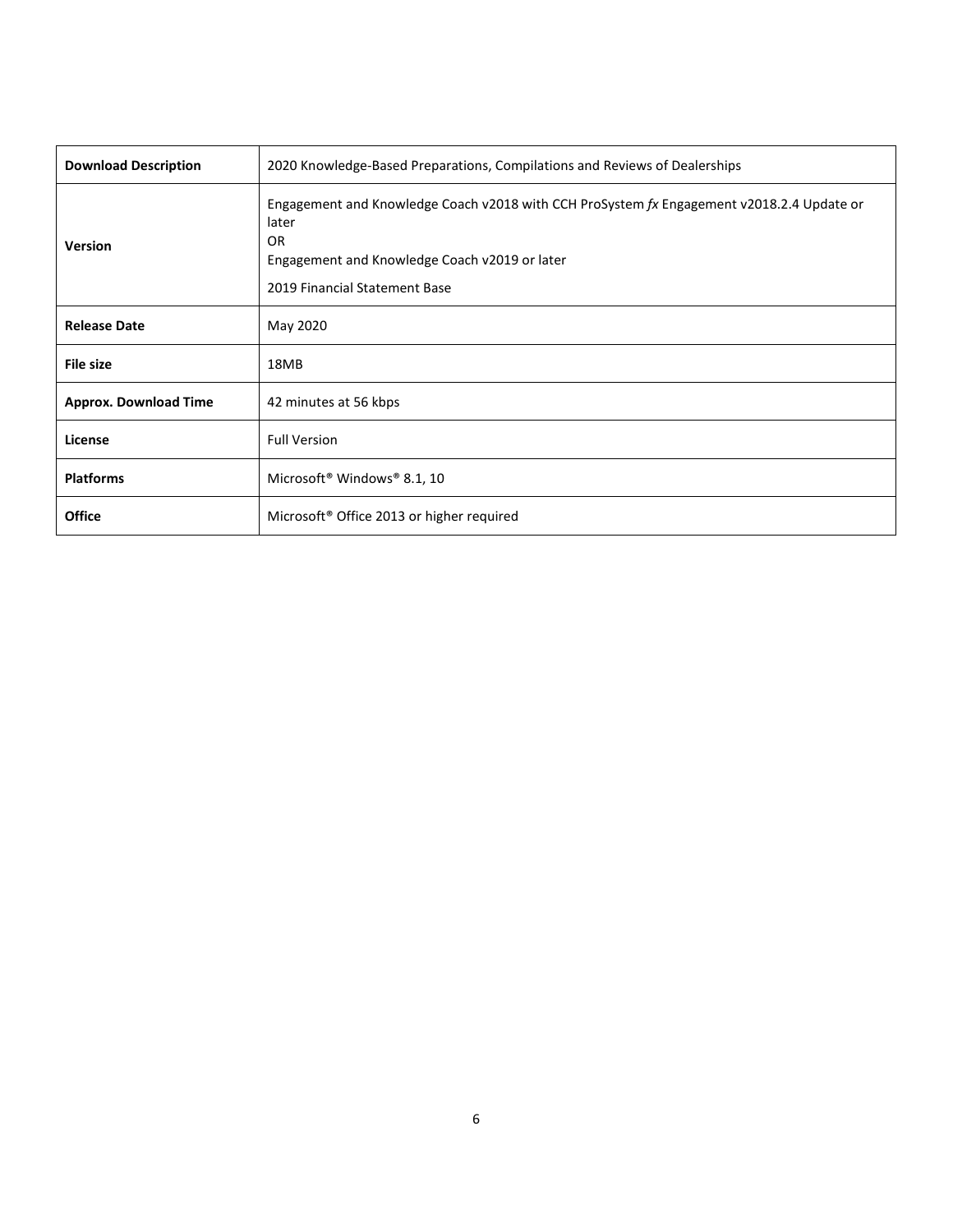| | |
|---|---|
| **Download Description** | 2020 Knowledge-Based Preparations, Compilations and Reviews of Dealerships |
| **Version** | Engagement and Knowledge Coach v2018 with CCH ProSystem *fx* Engagement v2018.2.4 Update or later<br>OR<br>Engagement and Knowledge Coach v2019 or later<br>2019 Financial Statement Base |
| **Release Date** | May 2020 |
| **File size** | 18MB |
| **Approx. Download Time** | 42 minutes at 56 kbps |
| **License** | Full Version |
| **Platforms** | Microsoft® Windows® 8.1, 10 |
| **Office** | Microsoft® Office 2013 or higher required |